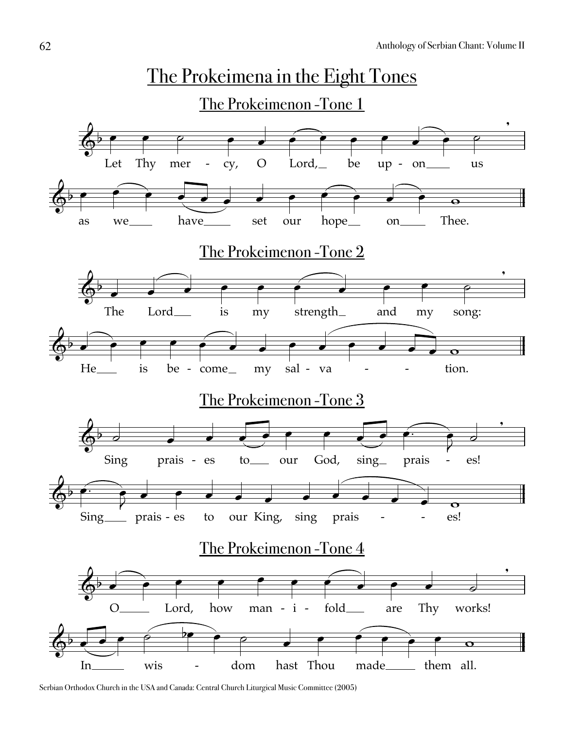# The Prokeimena in the Eight Tones

## The Prokeimenon -Tone 1

Let Thy mer - cy, O Lord, be up - on us

as we have set our hope on Thee.

## The Prokeimenon -Tone 2

The Lord is my strength and my song:

He is be - come my sal - va - - tion.

## The Prokeimenon -Tone 3

Sing prais - es to our God, sing prais - es!

Sing prais - es to our King, sing prais - - es!

## The Prokeimenon -Tone 4

O Lord, how man - i - fold are Thy works!

In wis - dom hast Thou made them all.

Serbian Orthodox Church in the USA and Canada: Central Church Liturgical Music Committee (2005)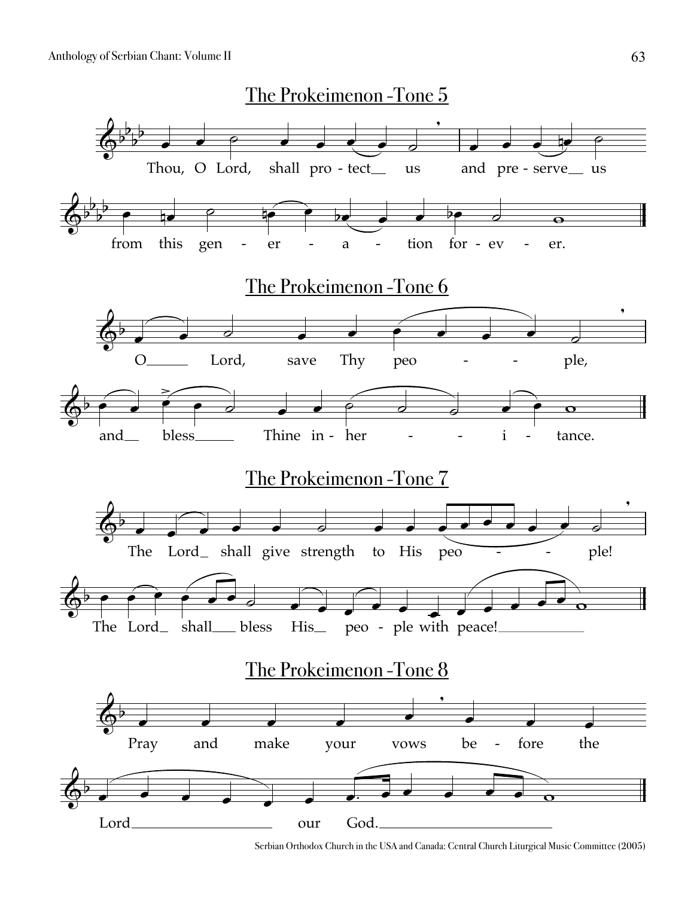## The Prokeimenon -Tone 5

Thou, O Lord, shall pro - tect\_\_ us and pre - serve\_\_ us

from this gen - er - a - tion for - ev - er.

## The Prokeimenon -Tone 6

O\_\_\_\_ Lord, save Thy peo - - ple,

and\_\_ bless\_\_\_\_ Thine in - her - - i - tance.

## The Prokeimenon -Tone 7

The Lord\_ shall give strength to His peo - - ple!

The Lord\_ shall\_\_\_ bless His\_\_ peo - ple with peace!\_\_\_\_\_\_\_\_\_\_\_

## The Prokeimenon -Tone 8

Pray and make your vows be - fore the

Lord\_\_\_\_\_\_\_\_\_\_\_\_\_\_\_\_\_\_\_ our God.\_\_\_\_\_\_\_\_\_\_\_\_\_\_\_\_\_\_\_\_\_\_\_\_

Serbian Orthodox Church in the USA and Canada: Central Church Liturgical Music Committee (2005)